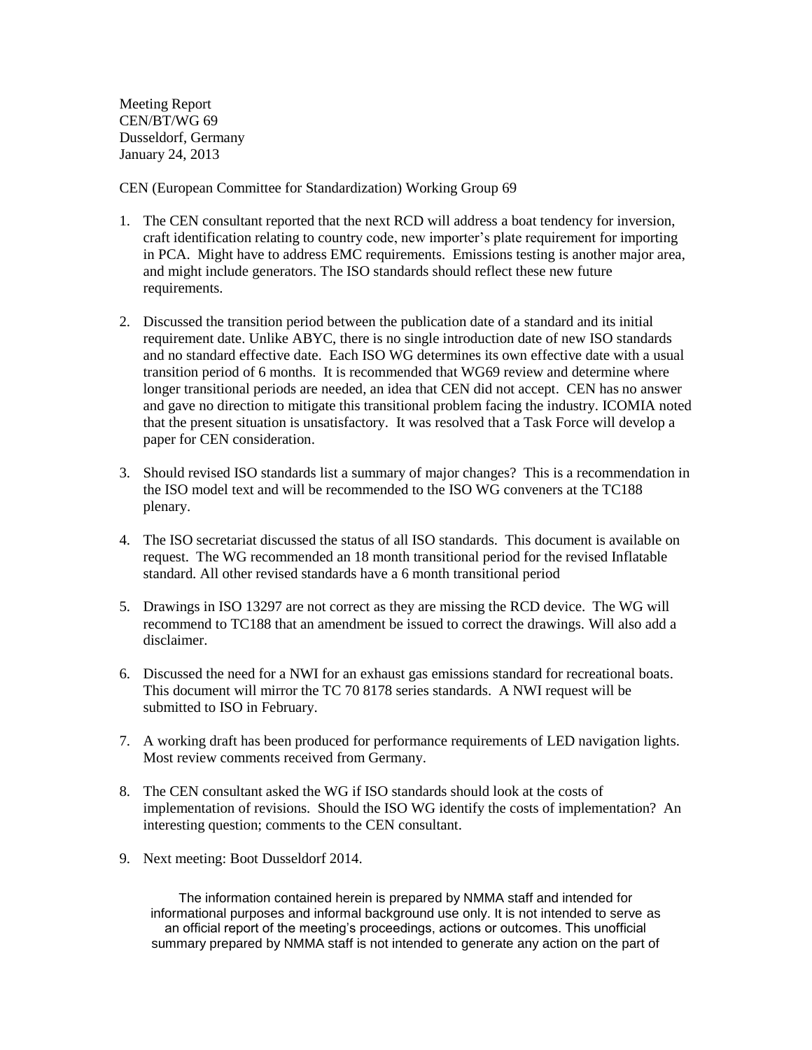Meeting Report
CEN/BT/WG 69
Dusseldorf, Germany
January 24, 2013

CEN (European Committee for Standardization) Working Group 69

1. The CEN consultant reported that the next RCD will address a boat tendency for inversion, craft identification relating to country code, new importer's plate requirement for importing in PCA. Might have to address EMC requirements. Emissions testing is another major area, and might include generators. The ISO standards should reflect these new future requirements.

2. Discussed the transition period between the publication date of a standard and its initial requirement date. Unlike ABYC, there is no single introduction date of new ISO standards and no standard effective date. Each ISO WG determines its own effective date with a usual transition period of 6 months. It is recommended that WG69 review and determine where longer transitional periods are needed, an idea that CEN did not accept. CEN has no answer and gave no direction to mitigate this transitional problem facing the industry. ICOMIA noted that the present situation is unsatisfactory. It was resolved that a Task Force will develop a paper for CEN consideration.

3. Should revised ISO standards list a summary of major changes? This is a recommendation in the ISO model text and will be recommended to the ISO WG conveners at the TC188 plenary.

4. The ISO secretariat discussed the status of all ISO standards. This document is available on request. The WG recommended an 18 month transitional period for the revised Inflatable standard. All other revised standards have a 6 month transitional period

5. Drawings in ISO 13297 are not correct as they are missing the RCD device. The WG will recommend to TC188 that an amendment be issued to correct the drawings. Will also add a disclaimer.

6. Discussed the need for a NWI for an exhaust gas emissions standard for recreational boats. This document will mirror the TC 70 8178 series standards. A NWI request will be submitted to ISO in February.

7. A working draft has been produced for performance requirements of LED navigation lights. Most review comments received from Germany.

8. The CEN consultant asked the WG if ISO standards should look at the costs of implementation of revisions. Should the ISO WG identify the costs of implementation? An interesting question; comments to the CEN consultant.

9. Next meeting: Boot Dusseldorf 2014.

The information contained herein is prepared by NMMA staff and intended for informational purposes and informal background use only. It is not intended to serve as an official report of the meeting's proceedings, actions or outcomes. This unofficial summary prepared by NMMA staff is not intended to generate any action on the part of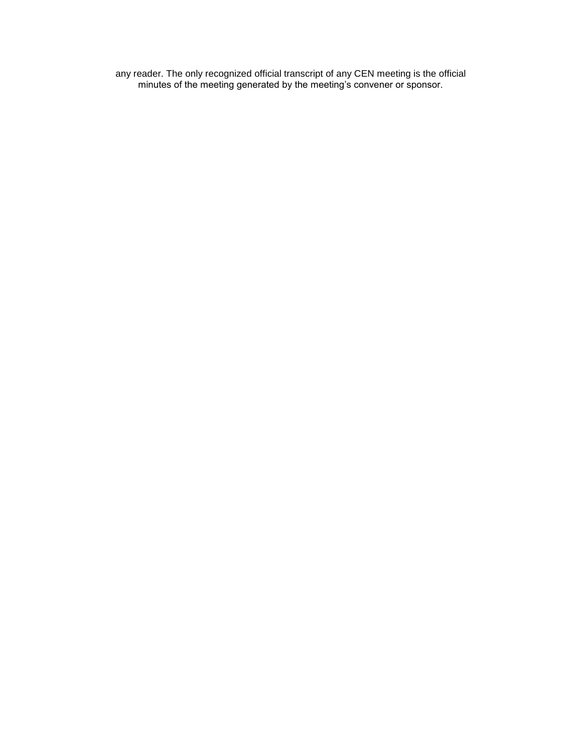any reader. The only recognized official transcript of any CEN meeting is the official minutes of the meeting generated by the meeting's convener or sponsor.